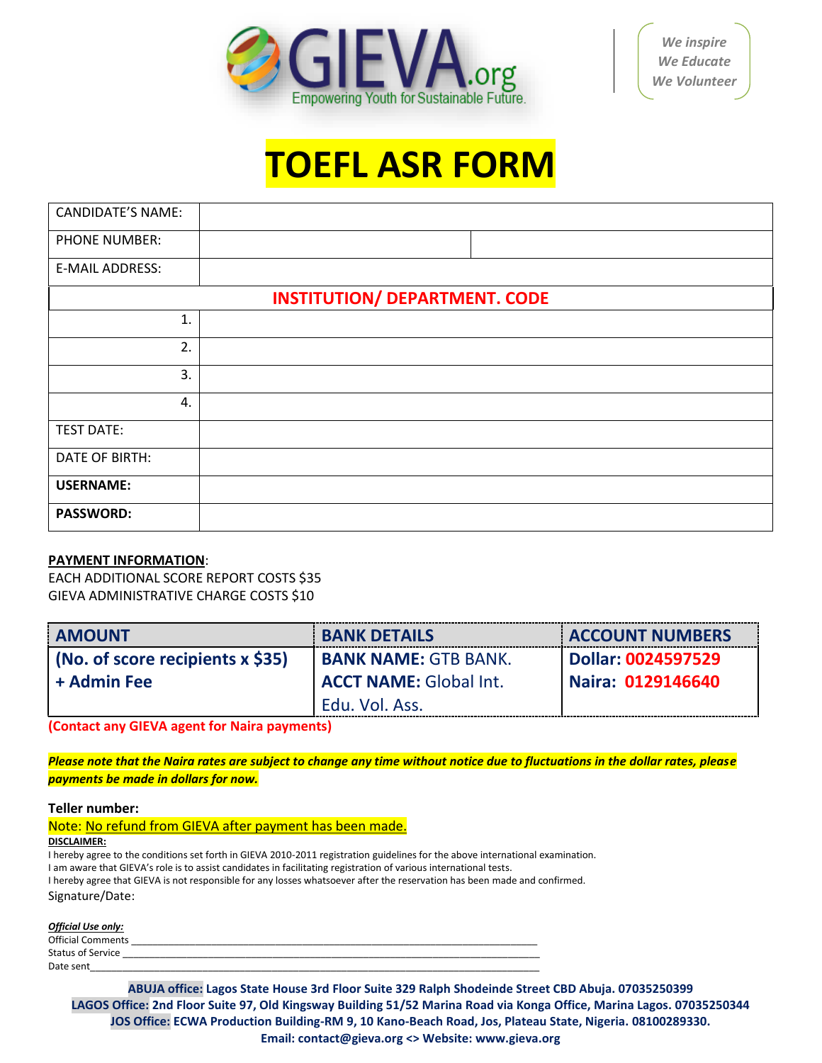GIEVA.org
Empowering Youth for Sustainable Future.

We inspire
We Educate
We Volunteer

# TOEFL ASR FORM

| CANDIDATE'S NAME: | | |
|---|---|---|
| PHONE NUMBER: | | |
| E-MAIL ADDRESS: | | |
| **INSTITUTION/ DEPARTMENT. CODE** | | |
| 1. | | |
| 2. | | |
| 3. | | |
| 4. | | |
| TEST DATE: | | |
| DATE OF BIRTH: | | |
| **USERNAME:** | | |
| **PASSWORD:** | | |

**PAYMENT INFORMATION**:
EACH ADDITIONAL SCORE REPORT COSTS $35
GIEVA ADMINISTRATIVE CHARGE COSTS $10

| AMOUNT | BANK DETAILS | ACCOUNT NUMBERS |
|---|---|---|
| **(No. of score recipients x $35) + Admin Fee** | **BANK NAME:** GTB BANK. **ACCT NAME:** Global Int. Edu. Vol. Ass. | **Dollar: 0024597529** **Naira: 0129146640** |

**(Contact any GIEVA agent for Naira payments)**

***Please note that the Naira rates are subject to change any time without notice due to fluctuations in the dollar rates, please payments be made in dollars for now.***

**Teller number:**

Note: No refund from GIEVA after payment has been made.

**DISCLAIMER:**

I hereby agree to the conditions set forth in GIEVA 2010-2011 registration guidelines for the above international examination.
I am aware that GIEVA's role is to assist candidates in facilitating registration of various international tests.
I hereby agree that GIEVA is not responsible for any losses whatsoever after the reservation has been made and confirmed.

Signature/Date:

***Official Use only:***

Official Comments ____________________________________________

Status of Service ____________________________________________

Date sent ____________________________________________

**ABUJA office: Lagos State House 3rd Floor Suite 329 Ralph Shodeinde Street CBD Abuja. 07035250399**
**LAGOS Office: 2nd Floor Suite 97, Old Kingsway Building 51/52 Marina Road via Konga Office, Marina Lagos. 07035250344**
**JOS Office: ECWA Production Building-RM 9, 10 Kano-Beach Road, Jos, Plateau State, Nigeria. 08100289330.**
**Email: contact@gieva.org <> Website: www.gieva.org**